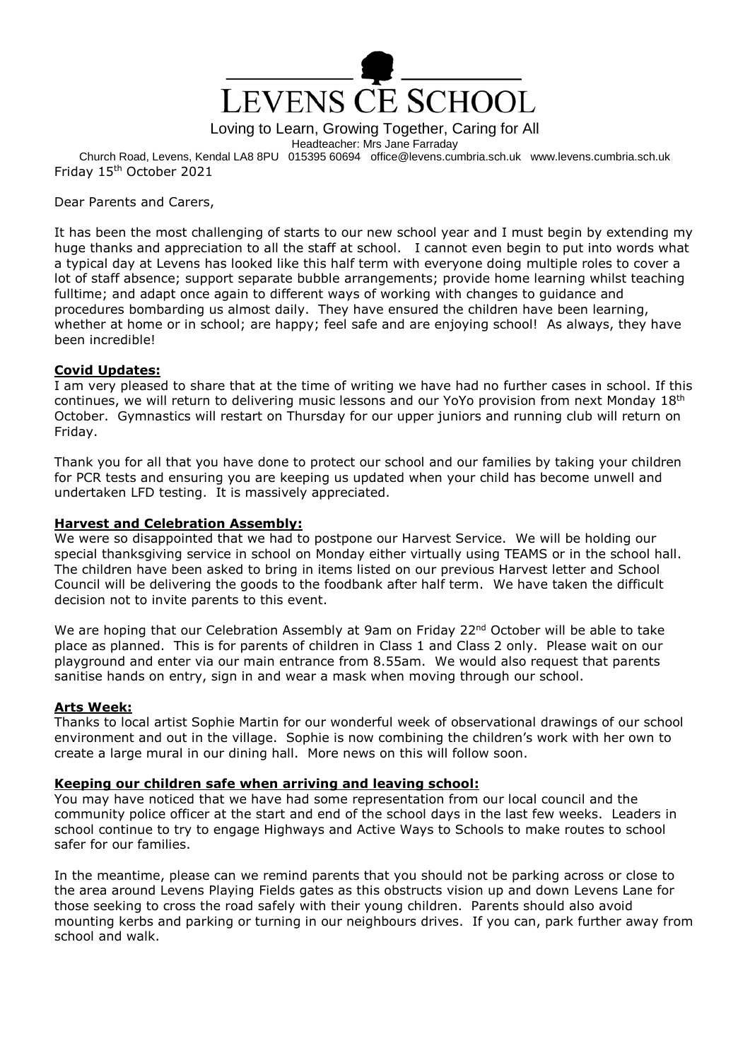# LEVENS CE SCHOOL

Loving to Learn, Growing Together, Caring for All

Headteacher: Mrs Jane Farraday

Church Road, Levens, Kendal LA8 8PU 015395 60694 office@levens.cumbria.sch.uk www.levens.cumbria.sch.uk

Friday 15th October 2021

Dear Parents and Carers,

It has been the most challenging of starts to our new school year and I must begin by extending my huge thanks and appreciation to all the staff at school. I cannot even begin to put into words what a typical day at Levens has looked like this half term with everyone doing multiple roles to cover a lot of staff absence; support separate bubble arrangements; provide home learning whilst teaching fulltime; and adapt once again to different ways of working with changes to guidance and procedures bombarding us almost daily. They have ensured the children have been learning, whether at home or in school; are happy; feel safe and are enjoying school! As always, they have been incredible!

**Covid Updates:**

I am very pleased to share that at the time of writing we have had no further cases in school. If this continues, we will return to delivering music lessons and our YoYo provision from next Monday 18th October. Gymnastics will restart on Thursday for our upper juniors and running club will return on Friday.

Thank you for all that you have done to protect our school and our families by taking your children for PCR tests and ensuring you are keeping us updated when your child has become unwell and undertaken LFD testing. It is massively appreciated.

**Harvest and Celebration Assembly:**

We were so disappointed that we had to postpone our Harvest Service. We will be holding our special thanksgiving service in school on Monday either virtually using TEAMS or in the school hall. The children have been asked to bring in items listed on our previous Harvest letter and School Council will be delivering the goods to the foodbank after half term. We have taken the difficult decision not to invite parents to this event.

We are hoping that our Celebration Assembly at 9am on Friday 22nd October will be able to take place as planned. This is for parents of children in Class 1 and Class 2 only. Please wait on our playground and enter via our main entrance from 8.55am. We would also request that parents sanitise hands on entry, sign in and wear a mask when moving through our school.

**Arts Week:**

Thanks to local artist Sophie Martin for our wonderful week of observational drawings of our school environment and out in the village. Sophie is now combining the children's work with her own to create a large mural in our dining hall. More news on this will follow soon.

**Keeping our children safe when arriving and leaving school:**

You may have noticed that we have had some representation from our local council and the community police officer at the start and end of the school days in the last few weeks. Leaders in school continue to try to engage Highways and Active Ways to Schools to make routes to school safer for our families.

In the meantime, please can we remind parents that you should not be parking across or close to the area around Levens Playing Fields gates as this obstructs vision up and down Levens Lane for those seeking to cross the road safely with their young children. Parents should also avoid mounting kerbs and parking or turning in our neighbours drives. If you can, park further away from school and walk.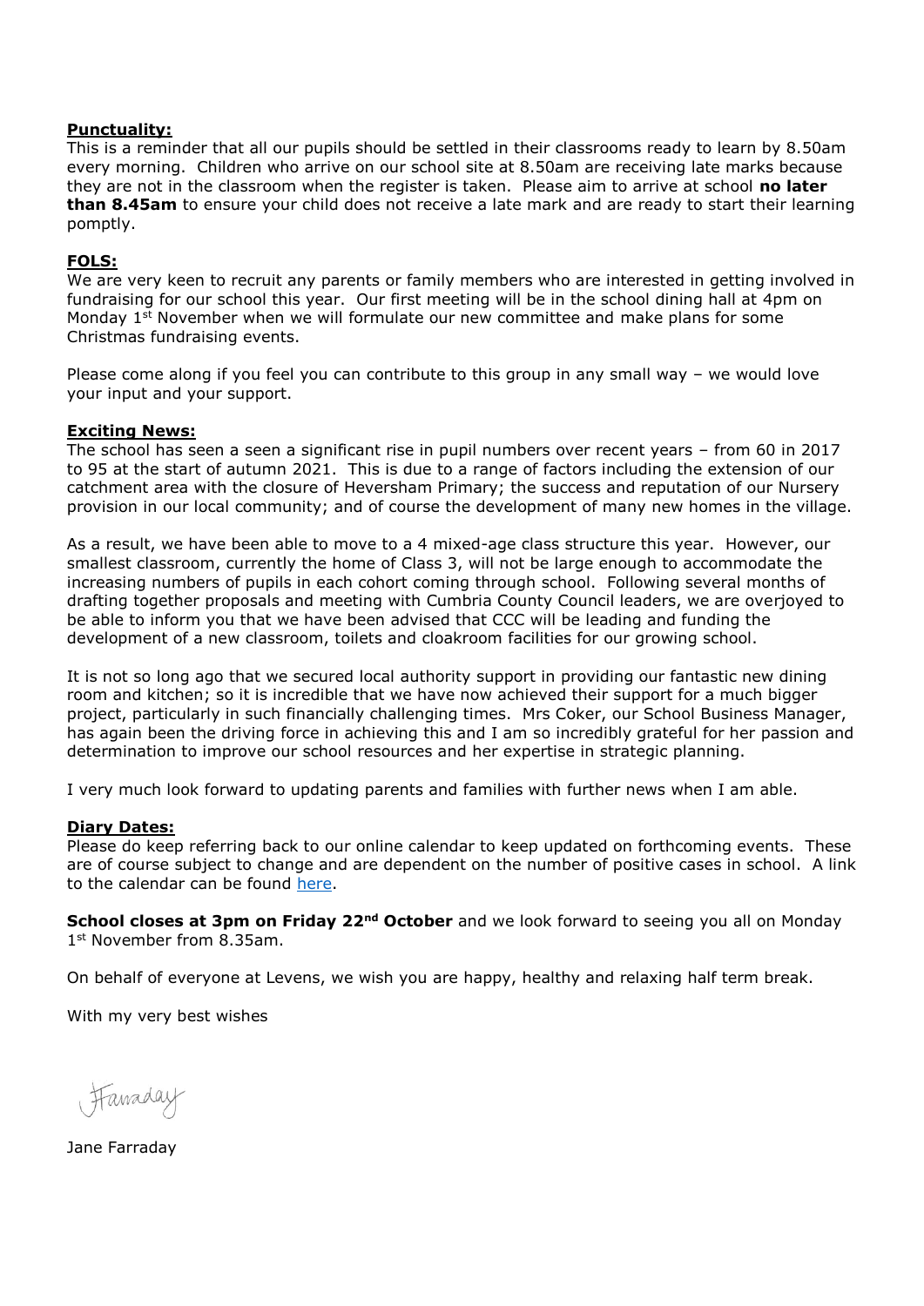**Punctuality:**

This is a reminder that all our pupils should be settled in their classrooms ready to learn by 8.50am every morning. Children who arrive on our school site at 8.50am are receiving late marks because they are not in the classroom when the register is taken. Please aim to arrive at school **no later than 8.45am** to ensure your child does not receive a late mark and are ready to start their learning pomptly.

**FOLS:**

We are very keen to recruit any parents or family members who are interested in getting involved in fundraising for our school this year. Our first meeting will be in the school dining hall at 4pm on Monday 1st November when we will formulate our new committee and make plans for some Christmas fundraising events.

Please come along if you feel you can contribute to this group in any small way – we would love your input and your support.

**Exciting News:**

The school has seen a seen a significant rise in pupil numbers over recent years – from 60 in 2017 to 95 at the start of autumn 2021. This is due to a range of factors including the extension of our catchment area with the closure of Heversham Primary; the success and reputation of our Nursery provision in our local community; and of course the development of many new homes in the village.

As a result, we have been able to move to a 4 mixed-age class structure this year. However, our smallest classroom, currently the home of Class 3, will not be large enough to accommodate the increasing numbers of pupils in each cohort coming through school. Following several months of drafting together proposals and meeting with Cumbria County Council leaders, we are overjoyed to be able to inform you that we have been advised that CCC will be leading and funding the development of a new classroom, toilets and cloakroom facilities for our growing school.

It is not so long ago that we secured local authority support in providing our fantastic new dining room and kitchen; so it is incredible that we have now achieved their support for a much bigger project, particularly in such financially challenging times. Mrs Coker, our School Business Manager, has again been the driving force in achieving this and I am so incredibly grateful for her passion and determination to improve our school resources and her expertise in strategic planning.

I very much look forward to updating parents and families with further news when I am able.

**Diary Dates:**

Please do keep referring back to our online calendar to keep updated on forthcoming events. These are of course subject to change and are dependent on the number of positive cases in school. A link to the calendar can be found here.

**School closes at 3pm on Friday 22nd October** and we look forward to seeing you all on Monday 1st November from 8.35am.

On behalf of everyone at Levens, we wish you are happy, healthy and relaxing half term break.

With my very best wishes

Jane Farraday